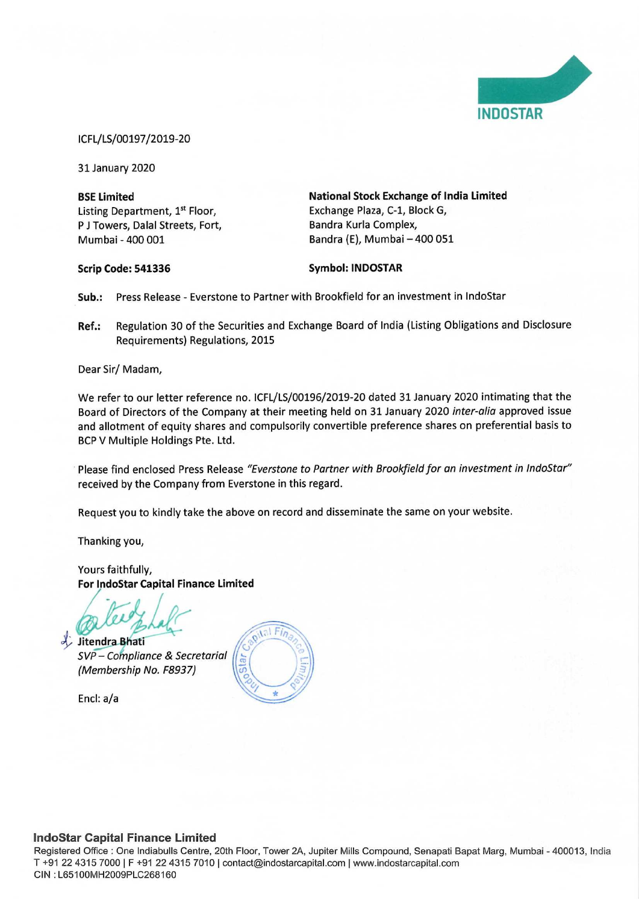INDOSTAR

ICFL/LS/00197/2019-20

31 January 2020

**BSE Limited**
Listing Department, 1st Floor,
P J Towers, Dalal Streets, Fort,
Mumbai - 400 001

**Scrip Code: 541336**

**National Stock Exchange of India Limited**
Exchange Plaza, C-1, Block G,
Bandra Kurla Complex,
Bandra (E), Mumbai – 400 051

**Symbol: INDOSTAR**

**Sub.:** Press Release - Everstone to Partner with Brookfield for an investment in IndoStar

**Ref.:** Regulation 30 of the Securities and Exchange Board of India (Listing Obligations and Disclosure Requirements) Regulations, 2015

Dear Sir/ Madam,

We refer to our letter reference no. ICFL/LS/00196/2019-20 dated 31 January 2020 intimating that the Board of Directors of the Company at their meeting held on 31 January 2020 *inter-alia* approved issue and allotment of equity shares and compulsorily convertible preference shares on preferential basis to BCP V Multiple Holdings Pte. Ltd.

Please find enclosed Press Release *"Everstone to Partner with Brookfield for an investment in IndoStar"* received by the Company from Everstone in this regard.

Request you to kindly take the above on record and disseminate the same on your website.

Thanking you,

Yours faithfully,
**For IndoStar Capital Finance Limited**

**Jitendra Bhati**
*SVP – Compliance & Secretarial*
*(Membership No. F8937)*

Encl: a/a

**IndoStar Capital Finance Limited**
Registered Office : One Indiabulls Centre, 20th Floor, Tower 2A, Jupiter Mills Compound, Senapati Bapat Marg, Mumbai - 400013, India
T +91 22 4315 7000 | F +91 22 4315 7010 | contact@indostarcapital.com | www.indostarcapital.com
CIN : L65100MH2009PLC268160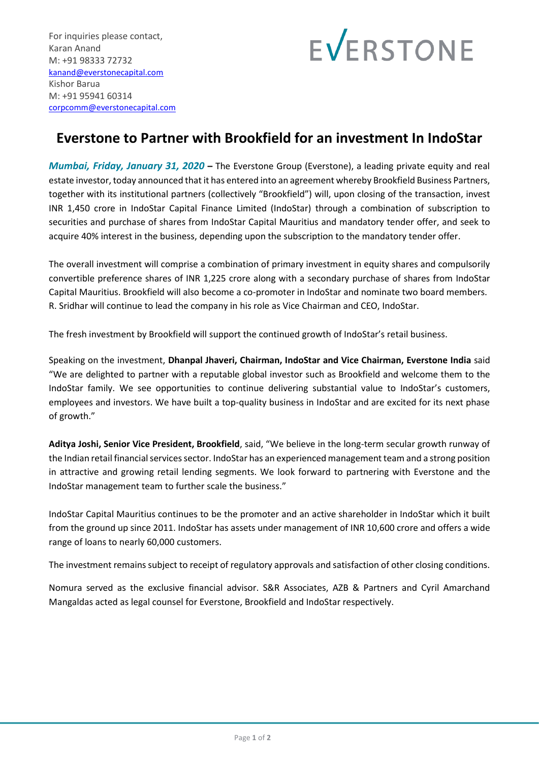For inquiries please contact,
Karan Anand
M: +91 98333 72732
kanand@everstonecapital.com
Kishor Barua
M: +91 95941 60314
corpcomm@everstonecapital.com

EVERSTONE

# Everstone to Partner with Brookfield for an investment In IndoStar

***Mumbai, Friday, January 31, 2020*** **–** The Everstone Group (Everstone), a leading private equity and real estate investor, today announced that it has entered into an agreement whereby Brookfield Business Partners, together with its institutional partners (collectively "Brookfield") will, upon closing of the transaction, invest INR 1,450 crore in IndoStar Capital Finance Limited (IndoStar) through a combination of subscription to securities and purchase of shares from IndoStar Capital Mauritius and mandatory tender offer, and seek to acquire 40% interest in the business, depending upon the subscription to the mandatory tender offer.

The overall investment will comprise a combination of primary investment in equity shares and compulsorily convertible preference shares of INR 1,225 crore along with a secondary purchase of shares from IndoStar Capital Mauritius. Brookfield will also become a co-promoter in IndoStar and nominate two board members. R. Sridhar will continue to lead the company in his role as Vice Chairman and CEO, IndoStar.

The fresh investment by Brookfield will support the continued growth of IndoStar's retail business.

Speaking on the investment, **Dhanpal Jhaveri, Chairman, IndoStar and Vice Chairman, Everstone India** said "We are delighted to partner with a reputable global investor such as Brookfield and welcome them to the IndoStar family. We see opportunities to continue delivering substantial value to IndoStar's customers, employees and investors. We have built a top-quality business in IndoStar and are excited for its next phase of growth."

**Aditya Joshi, Senior Vice President, Brookfield**, said, "We believe in the long-term secular growth runway of the Indian retail financial services sector. IndoStar has an experienced management team and a strong position in attractive and growing retail lending segments. We look forward to partnering with Everstone and the IndoStar management team to further scale the business."

IndoStar Capital Mauritius continues to be the promoter and an active shareholder in IndoStar which it built from the ground up since 2011. IndoStar has assets under management of INR 10,600 crore and offers a wide range of loans to nearly 60,000 customers.

The investment remains subject to receipt of regulatory approvals and satisfaction of other closing conditions.

Nomura served as the exclusive financial advisor. S&R Associates, AZB & Partners and Cyril Amarchand Mangaldas acted as legal counsel for Everstone, Brookfield and IndoStar respectively.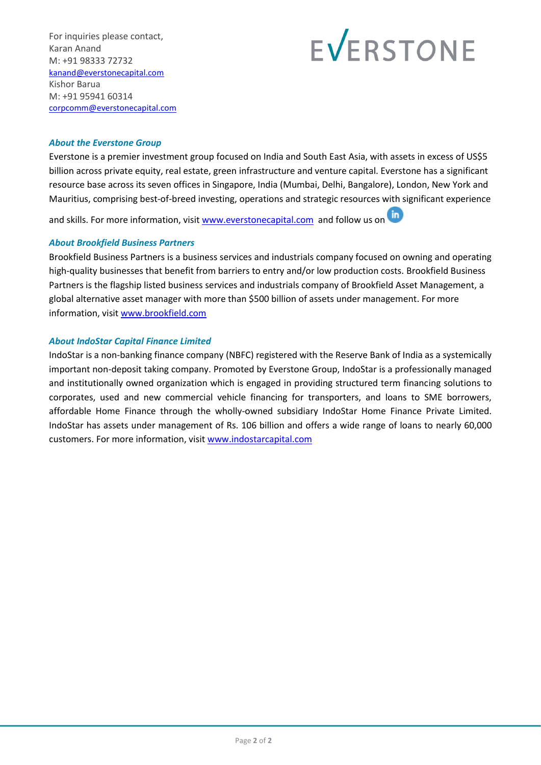For inquiries please contact,
Karan Anand
M: +91 98333 72732
kanand@everstonecapital.com
Kishor Barua
M: +91 95941 60314
corpcomm@everstonecapital.com

EVERSTONE

### *About the Everstone Group*

Everstone is a premier investment group focused on India and South East Asia, with assets in excess of US$5 billion across private equity, real estate, green infrastructure and venture capital. Everstone has a significant resource base across its seven offices in Singapore, India (Mumbai, Delhi, Bangalore), London, New York and Mauritius, comprising best-of-breed investing, operations and strategic resources with significant experience and skills. For more information, visit www.everstonecapital.com and follow us on

### *About Brookfield Business Partners*

Brookfield Business Partners is a business services and industrials company focused on owning and operating high-quality businesses that benefit from barriers to entry and/or low production costs. Brookfield Business Partners is the flagship listed business services and industrials company of Brookfield Asset Management, a global alternative asset manager with more than $500 billion of assets under management. For more information, visit www.brookfield.com

### *About IndoStar Capital Finance Limited*

IndoStar is a non-banking finance company (NBFC) registered with the Reserve Bank of India as a systemically important non-deposit taking company. Promoted by Everstone Group, IndoStar is a professionally managed and institutionally owned organization which is engaged in providing structured term financing solutions to corporates, used and new commercial vehicle financing for transporters, and loans to SME borrowers, affordable Home Finance through the wholly-owned subsidiary IndoStar Home Finance Private Limited. IndoStar has assets under management of Rs. 106 billion and offers a wide range of loans to nearly 60,000 customers. For more information, visit www.indostarcapital.com